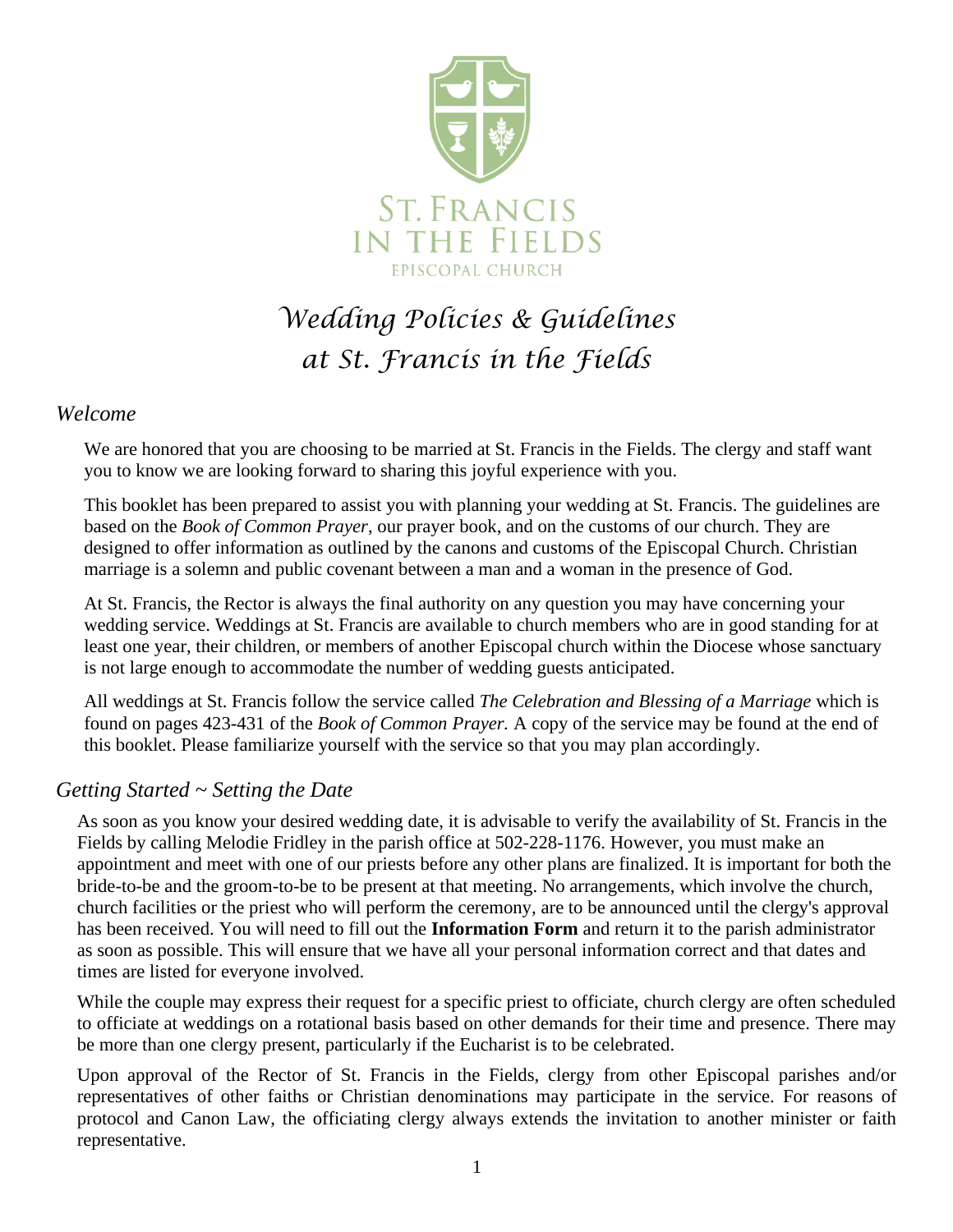ST. FRANCIS IN THE FIELDS

EPISCOPAL CHURCH

# *Wedding Policies & Guidelines at St. Francis in the Fields*

## *Welcome*

We are honored that you are choosing to be married at St. Francis in the Fields. The clergy and staff want you to know we are looking forward to sharing this joyful experience with you.

This booklet has been prepared to assist you with planning your wedding at St. Francis. The guidelines are based on the *Book of Common Prayer*, our prayer book, and on the customs of our church. They are designed to offer information as outlined by the canons and customs of the Episcopal Church. Christian marriage is a solemn and public covenant between a man and a woman in the presence of God.

At St. Francis, the Rector is always the final authority on any question you may have concerning your wedding service. Weddings at St. Francis are available to church members who are in good standing for at least one year, their children, or members of another Episcopal church within the Diocese whose sanctuary is not large enough to accommodate the number of wedding guests anticipated.

All weddings at St. Francis follow the service called *The Celebration and Blessing of a Marriage* which is found on pages 423-431 of the *Book of Common Prayer.* A copy of the service may be found at the end of this booklet. Please familiarize yourself with the service so that you may plan accordingly.

## *Getting Started ~ Setting the Date*

As soon as you know your desired wedding date, it is advisable to verify the availability of St. Francis in the Fields by calling Melodie Fridley in the parish office at 502-228-1176. However, you must make an appointment and meet with one of our priests before any other plans are finalized. It is important for both the bride-to-be and the groom-to-be to be present at that meeting. No arrangements, which involve the church, church facilities or the priest who will perform the ceremony, are to be announced until the clergy's approval has been received. You will need to fill out the **Information Form** and return it to the parish administrator as soon as possible. This will ensure that we have all your personal information correct and that dates and times are listed for everyone involved.

While the couple may express their request for a specific priest to officiate, church clergy are often scheduled to officiate at weddings on a rotational basis based on other demands for their time and presence. There may be more than one clergy present, particularly if the Eucharist is to be celebrated.

Upon approval of the Rector of St. Francis in the Fields, clergy from other Episcopal parishes and/or representatives of other faiths or Christian denominations may participate in the service. For reasons of protocol and Canon Law, the officiating clergy always extends the invitation to another minister or faith representative.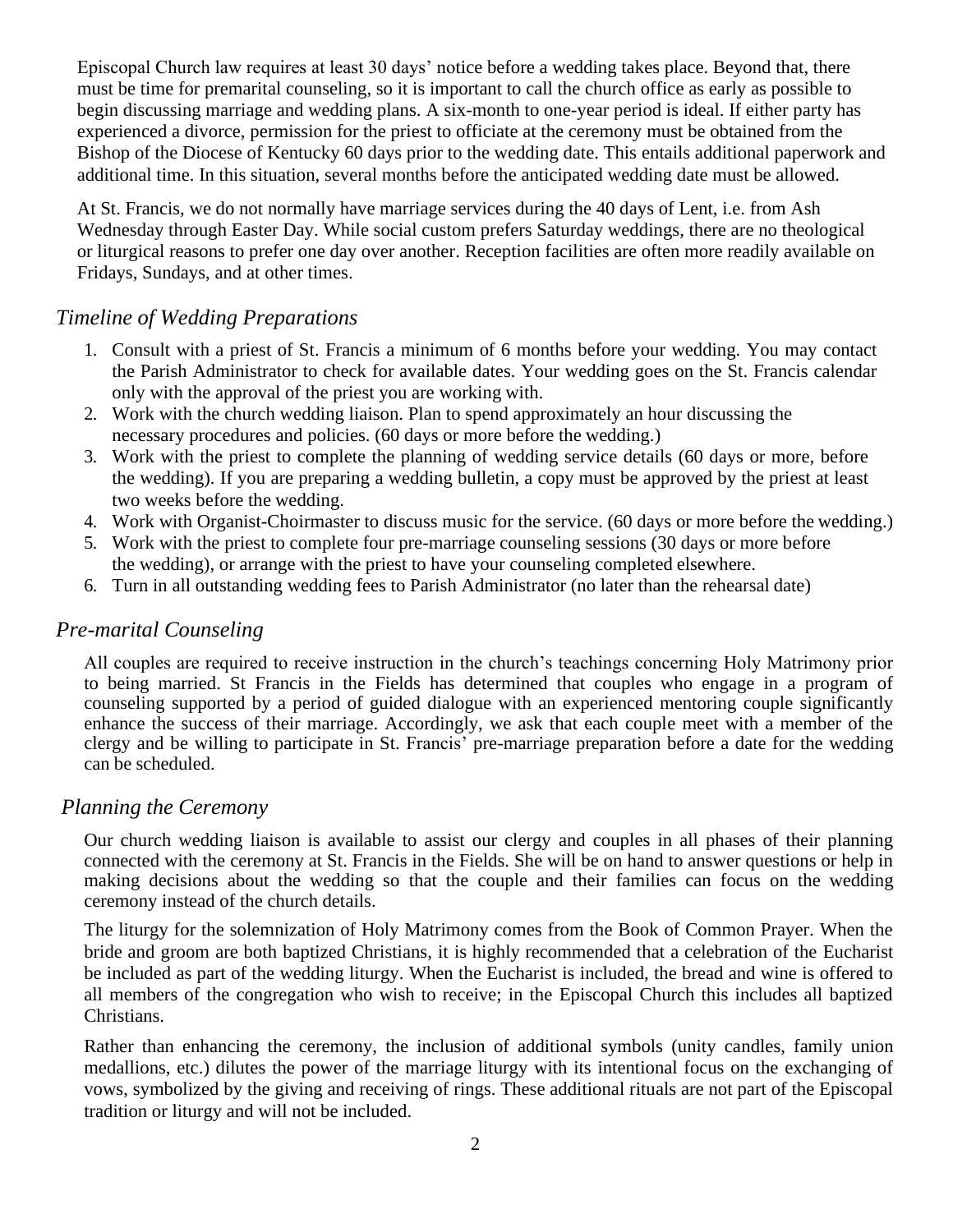Episcopal Church law requires at least 30 days' notice before a wedding takes place. Beyond that, there must be time for premarital counseling, so it is important to call the church office as early as possible to begin discussing marriage and wedding plans. A six-month to one-year period is ideal. If either party has experienced a divorce, permission for the priest to officiate at the ceremony must be obtained from the Bishop of the Diocese of Kentucky 60 days prior to the wedding date. This entails additional paperwork and additional time. In this situation, several months before the anticipated wedding date must be allowed.

At St. Francis, we do not normally have marriage services during the 40 days of Lent, i.e. from Ash Wednesday through Easter Day. While social custom prefers Saturday weddings, there are no theological or liturgical reasons to prefer one day over another. Reception facilities are often more readily available on Fridays, Sundays, and at other times.

## *Timeline of Wedding Preparations*

1. Consult with a priest of St. Francis a minimum of 6 months before your wedding. You may contact the Parish Administrator to check for available dates. Your wedding goes on the St. Francis calendar only with the approval of the priest you are working with.
2. Work with the church wedding liaison. Plan to spend approximately an hour discussing the necessary procedures and policies. (60 days or more before the wedding.)
3. Work with the priest to complete the planning of wedding service details (60 days or more, before the wedding). If you are preparing a wedding bulletin, a copy must be approved by the priest at least two weeks before the wedding.
4. Work with Organist-Choirmaster to discuss music for the service. (60 days or more before the wedding.)
5. Work with the priest to complete four pre-marriage counseling sessions (30 days or more before the wedding), or arrange with the priest to have your counseling completed elsewhere.
6. Turn in all outstanding wedding fees to Parish Administrator (no later than the rehearsal date)

## *Pre-marital Counseling*

All couples are required to receive instruction in the church's teachings concerning Holy Matrimony prior to being married. St Francis in the Fields has determined that couples who engage in a program of counseling supported by a period of guided dialogue with an experienced mentoring couple significantly enhance the success of their marriage. Accordingly, we ask that each couple meet with a member of the clergy and be willing to participate in St. Francis' pre-marriage preparation before a date for the wedding can be scheduled.

## *Planning the Ceremony*

Our church wedding liaison is available to assist our clergy and couples in all phases of their planning connected with the ceremony at St. Francis in the Fields. She will be on hand to answer questions or help in making decisions about the wedding so that the couple and their families can focus on the wedding ceremony instead of the church details.

The liturgy for the solemnization of Holy Matrimony comes from the Book of Common Prayer. When the bride and groom are both baptized Christians, it is highly recommended that a celebration of the Eucharist be included as part of the wedding liturgy. When the Eucharist is included, the bread and wine is offered to all members of the congregation who wish to receive; in the Episcopal Church this includes all baptized Christians.

Rather than enhancing the ceremony, the inclusion of additional symbols (unity candles, family union medallions, etc.) dilutes the power of the marriage liturgy with its intentional focus on the exchanging of vows, symbolized by the giving and receiving of rings. These additional rituals are not part of the Episcopal tradition or liturgy and will not be included.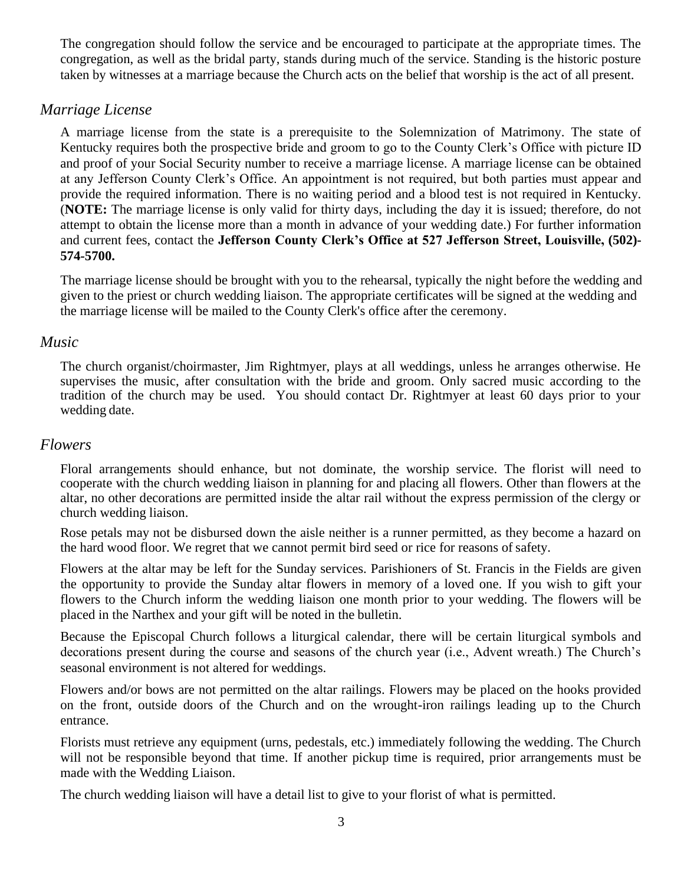The congregation should follow the service and be encouraged to participate at the appropriate times. The congregation, as well as the bridal party, stands during much of the service. Standing is the historic posture taken by witnesses at a marriage because the Church acts on the belief that worship is the act of all present.

## *Marriage License*

A marriage license from the state is a prerequisite to the Solemnization of Matrimony. The state of Kentucky requires both the prospective bride and groom to go to the County Clerk's Office with picture ID and proof of your Social Security number to receive a marriage license. A marriage license can be obtained at any Jefferson County Clerk's Office. An appointment is not required, but both parties must appear and provide the required information. There is no waiting period and a blood test is not required in Kentucky. (**NOTE:** The marriage license is only valid for thirty days, including the day it is issued; therefore, do not attempt to obtain the license more than a month in advance of your wedding date.) For further information and current fees, contact the **Jefferson County Clerk's Office at 527 Jefferson Street, Louisville, (502)-574-5700.**

The marriage license should be brought with you to the rehearsal, typically the night before the wedding and given to the priest or church wedding liaison. The appropriate certificates will be signed at the wedding and the marriage license will be mailed to the County Clerk's office after the ceremony.

## *Music*

The church organist/choirmaster, Jim Rightmyer, plays at all weddings, unless he arranges otherwise. He supervises the music, after consultation with the bride and groom. Only sacred music according to the tradition of the church may be used. You should contact Dr. Rightmyer at least 60 days prior to your wedding date.

## *Flowers*

Floral arrangements should enhance, but not dominate, the worship service. The florist will need to cooperate with the church wedding liaison in planning for and placing all flowers. Other than flowers at the altar, no other decorations are permitted inside the altar rail without the express permission of the clergy or church wedding liaison.

Rose petals may not be disbursed down the aisle neither is a runner permitted, as they become a hazard on the hard wood floor. We regret that we cannot permit bird seed or rice for reasons of safety.

Flowers at the altar may be left for the Sunday services. Parishioners of St. Francis in the Fields are given the opportunity to provide the Sunday altar flowers in memory of a loved one. If you wish to gift your flowers to the Church inform the wedding liaison one month prior to your wedding. The flowers will be placed in the Narthex and your gift will be noted in the bulletin.

Because the Episcopal Church follows a liturgical calendar, there will be certain liturgical symbols and decorations present during the course and seasons of the church year (i.e., Advent wreath.) The Church's seasonal environment is not altered for weddings.

Flowers and/or bows are not permitted on the altar railings. Flowers may be placed on the hooks provided on the front, outside doors of the Church and on the wrought-iron railings leading up to the Church entrance.

Florists must retrieve any equipment (urns, pedestals, etc.) immediately following the wedding. The Church will not be responsible beyond that time. If another pickup time is required, prior arrangements must be made with the Wedding Liaison.

The church wedding liaison will have a detail list to give to your florist of what is permitted.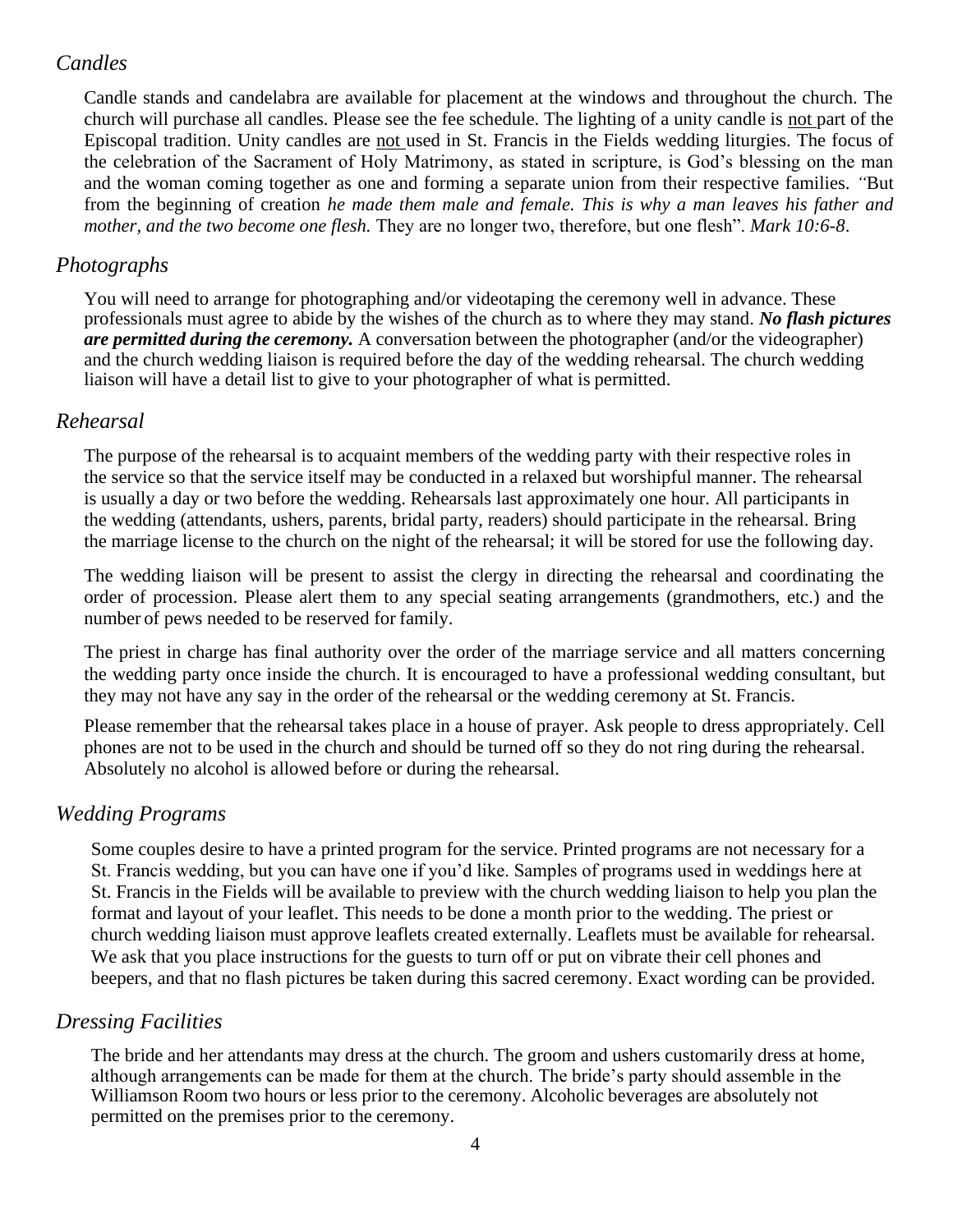## *Candles*

Candle stands and candelabra are available for placement at the windows and throughout the church. The church will purchase all candles. Please see the fee schedule. The lighting of a unity candle is <u>not</u> part of the Episcopal tradition. Unity candles are <u>not</u> used in St. Francis in the Fields wedding liturgies. The focus of the celebration of the Sacrament of Holy Matrimony, as stated in scripture, is God's blessing on the man and the woman coming together as one and forming a separate union from their respective families. "But from the beginning of creation *he made them male and female. This is why a man leaves his father and mother, and the two become one flesh.* They are no longer two, therefore, but one flesh". *Mark 10:6-8*.

## *Photographs*

You will need to arrange for photographing and/or videotaping the ceremony well in advance. These professionals must agree to abide by the wishes of the church as to where they may stand. ***No flash pictures are permitted during the ceremony.*** A conversation between the photographer (and/or the videographer) and the church wedding liaison is required before the day of the wedding rehearsal. The church wedding liaison will have a detail list to give to your photographer of what is permitted.

## *Rehearsal*

The purpose of the rehearsal is to acquaint members of the wedding party with their respective roles in the service so that the service itself may be conducted in a relaxed but worshipful manner. The rehearsal is usually a day or two before the wedding. Rehearsals last approximately one hour. All participants in the wedding (attendants, ushers, parents, bridal party, readers) should participate in the rehearsal. Bring the marriage license to the church on the night of the rehearsal; it will be stored for use the following day.

The wedding liaison will be present to assist the clergy in directing the rehearsal and coordinating the order of procession. Please alert them to any special seating arrangements (grandmothers, etc.) and the number of pews needed to be reserved for family.

The priest in charge has final authority over the order of the marriage service and all matters concerning the wedding party once inside the church. It is encouraged to have a professional wedding consultant, but they may not have any say in the order of the rehearsal or the wedding ceremony at St. Francis.

Please remember that the rehearsal takes place in a house of prayer. Ask people to dress appropriately. Cell phones are not to be used in the church and should be turned off so they do not ring during the rehearsal. Absolutely no alcohol is allowed before or during the rehearsal.

## *Wedding Programs*

Some couples desire to have a printed program for the service. Printed programs are not necessary for a St. Francis wedding, but you can have one if you'd like. Samples of programs used in weddings here at St. Francis in the Fields will be available to preview with the church wedding liaison to help you plan the format and layout of your leaflet. This needs to be done a month prior to the wedding. The priest or church wedding liaison must approve leaflets created externally. Leaflets must be available for rehearsal. We ask that you place instructions for the guests to turn off or put on vibrate their cell phones and beepers, and that no flash pictures be taken during this sacred ceremony. Exact wording can be provided.

## *Dressing Facilities*

The bride and her attendants may dress at the church. The groom and ushers customarily dress at home, although arrangements can be made for them at the church. The bride's party should assemble in the Williamson Room two hours or less prior to the ceremony. Alcoholic beverages are absolutely not permitted on the premises prior to the ceremony.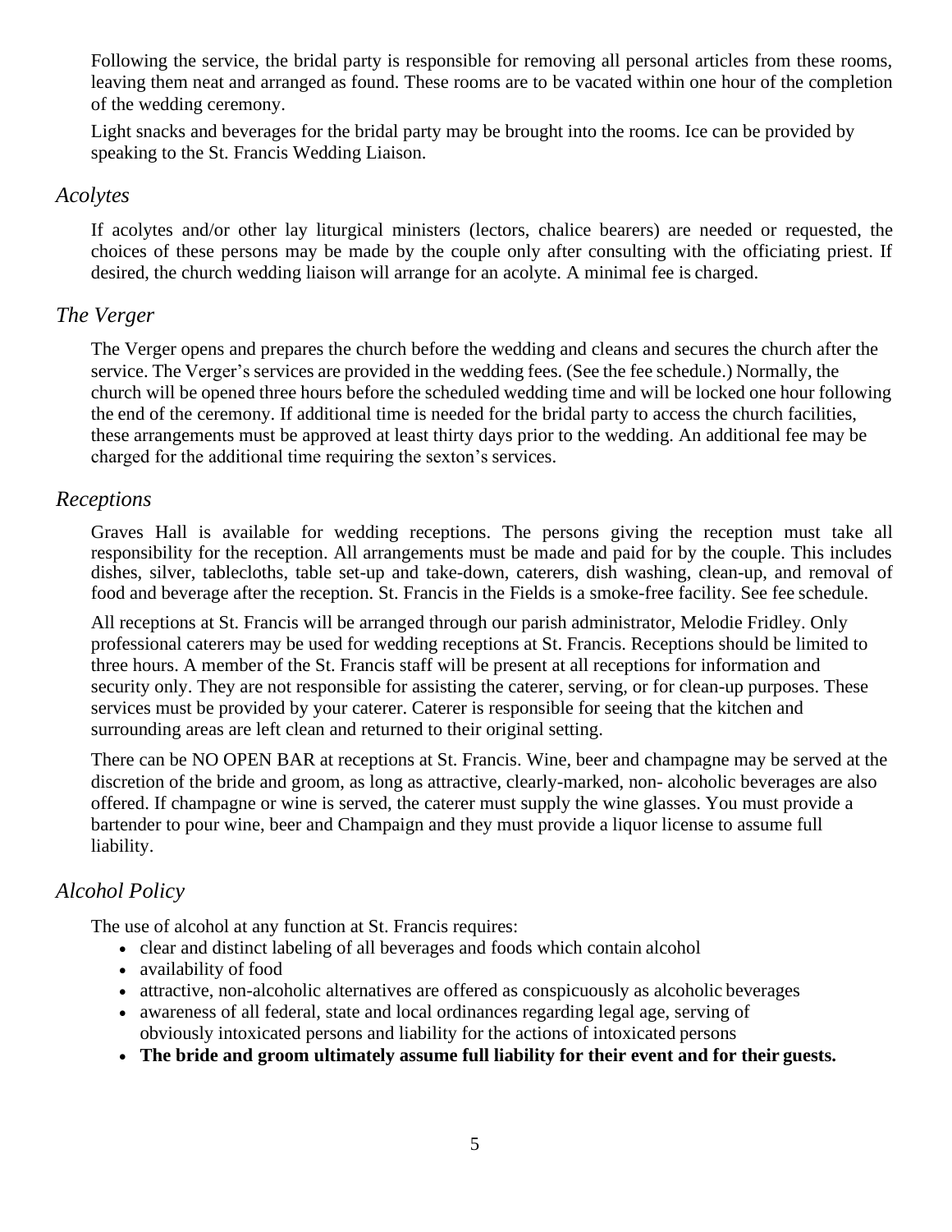Following the service, the bridal party is responsible for removing all personal articles from these rooms, leaving them neat and arranged as found. These rooms are to be vacated within one hour of the completion of the wedding ceremony.

Light snacks and beverages for the bridal party may be brought into the rooms. Ice can be provided by speaking to the St. Francis Wedding Liaison.

## *Acolytes*

If acolytes and/or other lay liturgical ministers (lectors, chalice bearers) are needed or requested, the choices of these persons may be made by the couple only after consulting with the officiating priest. If desired, the church wedding liaison will arrange for an acolyte. A minimal fee is charged.

## *The Verger*

The Verger opens and prepares the church before the wedding and cleans and secures the church after the service. The Verger's services are provided in the wedding fees. (See the fee schedule.) Normally, the church will be opened three hours before the scheduled wedding time and will be locked one hour following the end of the ceremony. If additional time is needed for the bridal party to access the church facilities, these arrangements must be approved at least thirty days prior to the wedding. An additional fee may be charged for the additional time requiring the sexton's services.

## *Receptions*

Graves Hall is available for wedding receptions. The persons giving the reception must take all responsibility for the reception. All arrangements must be made and paid for by the couple. This includes dishes, silver, tablecloths, table set-up and take-down, caterers, dish washing, clean-up, and removal of food and beverage after the reception. St. Francis in the Fields is a smoke-free facility. See fee schedule.

All receptions at St. Francis will be arranged through our parish administrator, Melodie Fridley. Only professional caterers may be used for wedding receptions at St. Francis. Receptions should be limited to three hours. A member of the St. Francis staff will be present at all receptions for information and security only. They are not responsible for assisting the caterer, serving, or for clean-up purposes. These services must be provided by your caterer. Caterer is responsible for seeing that the kitchen and surrounding areas are left clean and returned to their original setting.

There can be NO OPEN BAR at receptions at St. Francis. Wine, beer and champagne may be served at the discretion of the bride and groom, as long as attractive, clearly-marked, non- alcoholic beverages are also offered. If champagne or wine is served, the caterer must supply the wine glasses. You must provide a bartender to pour wine, beer and Champaign and they must provide a liquor license to assume full liability.

## *Alcohol Policy*

The use of alcohol at any function at St. Francis requires:

- clear and distinct labeling of all beverages and foods which contain alcohol
- availability of food
- attractive, non-alcoholic alternatives are offered as conspicuously as alcoholic beverages
- awareness of all federal, state and local ordinances regarding legal age, serving of obviously intoxicated persons and liability for the actions of intoxicated persons
- **The bride and groom ultimately assume full liability for their event and for their guests.**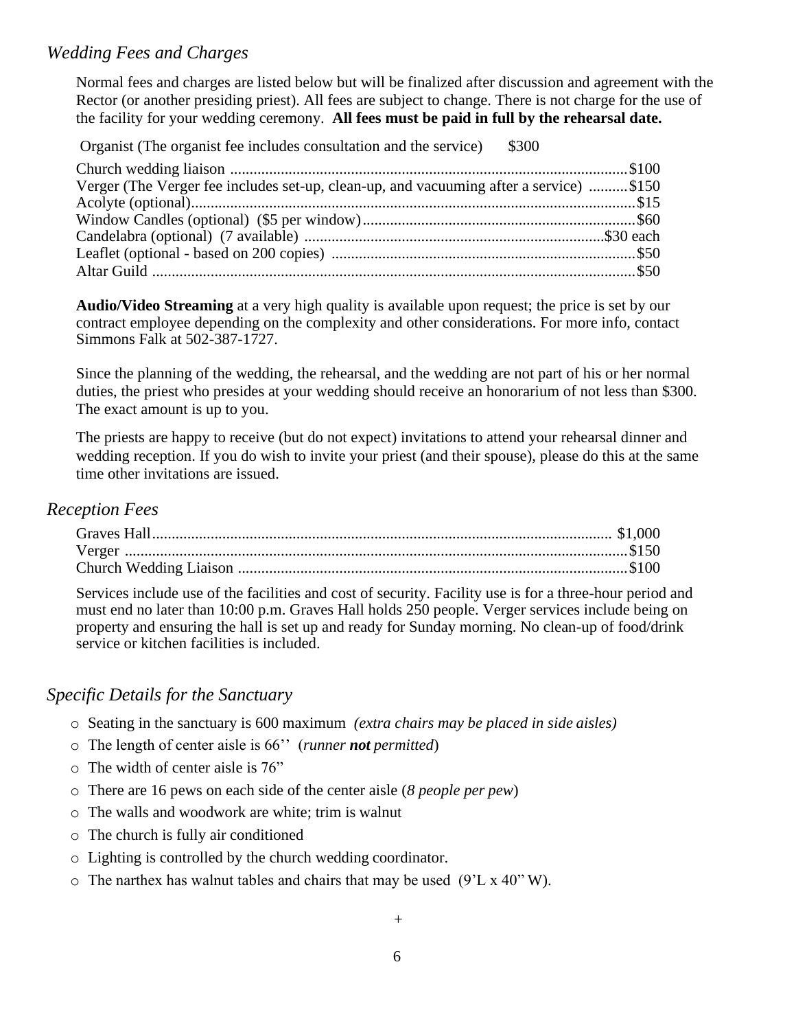## *Wedding Fees and Charges*

Normal fees and charges are listed below but will be finalized after discussion and agreement with the Rector (or another presiding priest). All fees are subject to change. There is not charge for the use of the facility for your wedding ceremony. **All fees must be paid in full by the rehearsal date.**

Organist (The organist fee includes consultation and the service) $300

Church wedding liaison ...................................................................................................$100
Verger (The Verger fee includes set-up, clean-up, and vacuuming after a service) ..........$150
Acolyte (optional)...............................................................................................................$15
Window Candles (optional) ($5 per window)....................................................................$60
Candelabra (optional) (7 available) ...........................................................................$30 each
Leaflet (optional - based on 200 copies) ..........................................................................$50
Altar Guild .........................................................................................................................$50

**Audio/Video Streaming** at a very high quality is available upon request; the price is set by our contract employee depending on the complexity and other considerations. For more info, contact Simmons Falk at 502-387-1727.

Since the planning of the wedding, the rehearsal, and the wedding are not part of his or her normal duties, the priest who presides at your wedding should receive an honorarium of not less than $300. The exact amount is up to you.

The priests are happy to receive (but do not expect) invitations to attend your rehearsal dinner and wedding reception. If you do wish to invite your priest (and their spouse), please do this at the same time other invitations are issued.

## *Reception Fees*

Graves Hall..................................................................................................................... $1,000
Verger ...............................................................................................................................$150
Church Wedding Liaison ..................................................................................................$100

Services include use of the facilities and cost of security. Facility use is for a three-hour period and must end no later than 10:00 p.m. Graves Hall holds 250 people. Verger services include being on property and ensuring the hall is set up and ready for Sunday morning. No clean-up of food/drink service or kitchen facilities is included.

## *Specific Details for the Sanctuary*

- Seating in the sanctuary is 600 maximum *(extra chairs may be placed in side aisles)*
- The length of center aisle is 66'' (*runner **not** permitted*)
- The width of center aisle is 76"
- There are 16 pews on each side of the center aisle (*8 people per pew*)
- The walls and woodwork are white; trim is walnut
- The church is fully air conditioned
- Lighting is controlled by the church wedding coordinator.
- The narthex has walnut tables and chairs that may be used (9'L x 40" W).

+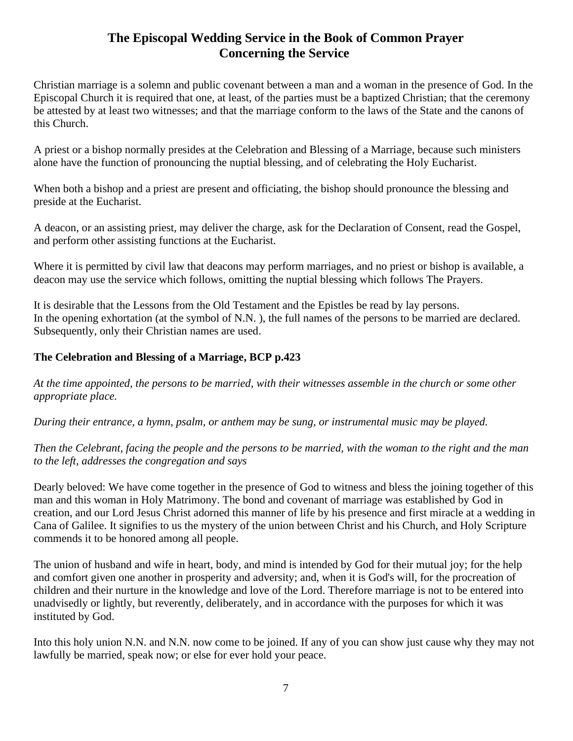# The Episcopal Wedding Service in the Book of Common Prayer
# Concerning the Service

Christian marriage is a solemn and public covenant between a man and a woman in the presence of God. In the Episcopal Church it is required that one, at least, of the parties must be a baptized Christian; that the ceremony be attested by at least two witnesses; and that the marriage conform to the laws of the State and the canons of this Church.

A priest or a bishop normally presides at the Celebration and Blessing of a Marriage, because such ministers alone have the function of pronouncing the nuptial blessing, and of celebrating the Holy Eucharist.

When both a bishop and a priest are present and officiating, the bishop should pronounce the blessing and preside at the Eucharist.

A deacon, or an assisting priest, may deliver the charge, ask for the Declaration of Consent, read the Gospel, and perform other assisting functions at the Eucharist.

Where it is permitted by civil law that deacons may perform marriages, and no priest or bishop is available, a deacon may use the service which follows, omitting the nuptial blessing which follows The Prayers.

It is desirable that the Lessons from the Old Testament and the Epistles be read by lay persons.
In the opening exhortation (at the symbol of N.N. ), the full names of the persons to be married are declared. Subsequently, only their Christian names are used.

**The Celebration and Blessing of a Marriage, BCP p.423**

*At the time appointed, the persons to be married, with their witnesses assemble in the church or some other appropriate place.*

*During their entrance, a hymn, psalm, or anthem may be sung, or instrumental music may be played.*

*Then the Celebrant, facing the people and the persons to be married, with the woman to the right and the man to the left, addresses the congregation and says*

Dearly beloved: We have come together in the presence of God to witness and bless the joining together of this man and this woman in Holy Matrimony. The bond and covenant of marriage was established by God in creation, and our Lord Jesus Christ adorned this manner of life by his presence and first miracle at a wedding in Cana of Galilee. It signifies to us the mystery of the union between Christ and his Church, and Holy Scripture commends it to be honored among all people.

The union of husband and wife in heart, body, and mind is intended by God for their mutual joy; for the help and comfort given one another in prosperity and adversity; and, when it is God's will, for the procreation of children and their nurture in the knowledge and love of the Lord. Therefore marriage is not to be entered into unadvisedly or lightly, but reverently, deliberately, and in accordance with the purposes for which it was instituted by God.

Into this holy union N.N. and N.N. now come to be joined. If any of you can show just cause why they may not lawfully be married, speak now; or else for ever hold your peace.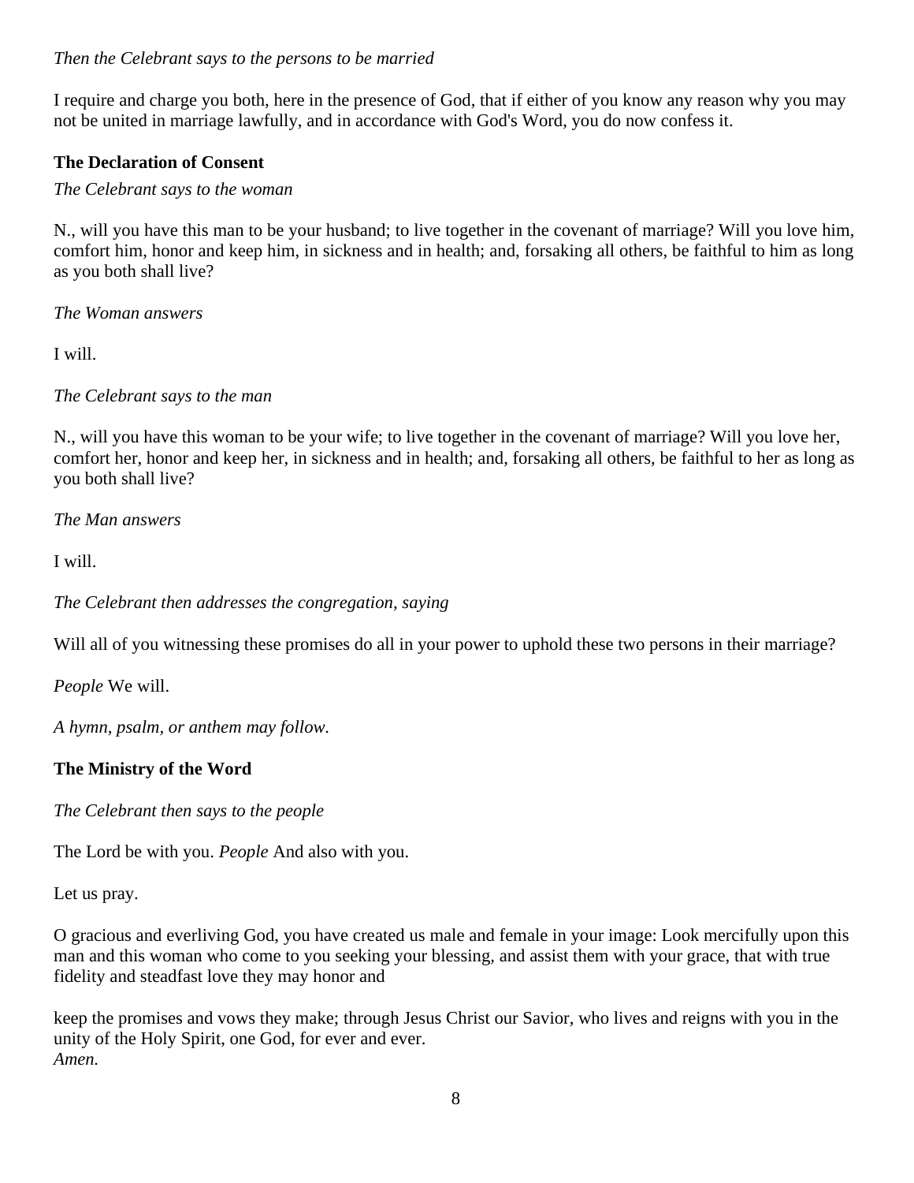*Then the Celebrant says to the persons to be married*

I require and charge you both, here in the presence of God, that if either of you know any reason why you may not be united in marriage lawfully, and in accordance with God's Word, you do now confess it.

**The Declaration of Consent**

*The Celebrant says to the woman*

N., will you have this man to be your husband; to live together in the covenant of marriage? Will you love him, comfort him, honor and keep him, in sickness and in health; and, forsaking all others, be faithful to him as long as you both shall live?

*The Woman answers*

I will.

*The Celebrant says to the man*

N., will you have this woman to be your wife; to live together in the covenant of marriage? Will you love her, comfort her, honor and keep her, in sickness and in health; and, forsaking all others, be faithful to her as long as you both shall live?

*The Man answers*

I will.

*The Celebrant then addresses the congregation, saying*

Will all of you witnessing these promises do all in your power to uphold these two persons in their marriage?

*People* We will.

*A hymn, psalm, or anthem may follow.*

**The Ministry of the Word**

*The Celebrant then says to the people*

The Lord be with you. *People* And also with you.

Let us pray.

O gracious and everliving God, you have created us male and female in your image: Look mercifully upon this man and this woman who come to you seeking your blessing, and assist them with your grace, that with true fidelity and steadfast love they may honor and

keep the promises and vows they make; through Jesus Christ our Savior, who lives and reigns with you in the unity of the Holy Spirit, one God, for ever and ever.
*Amen.*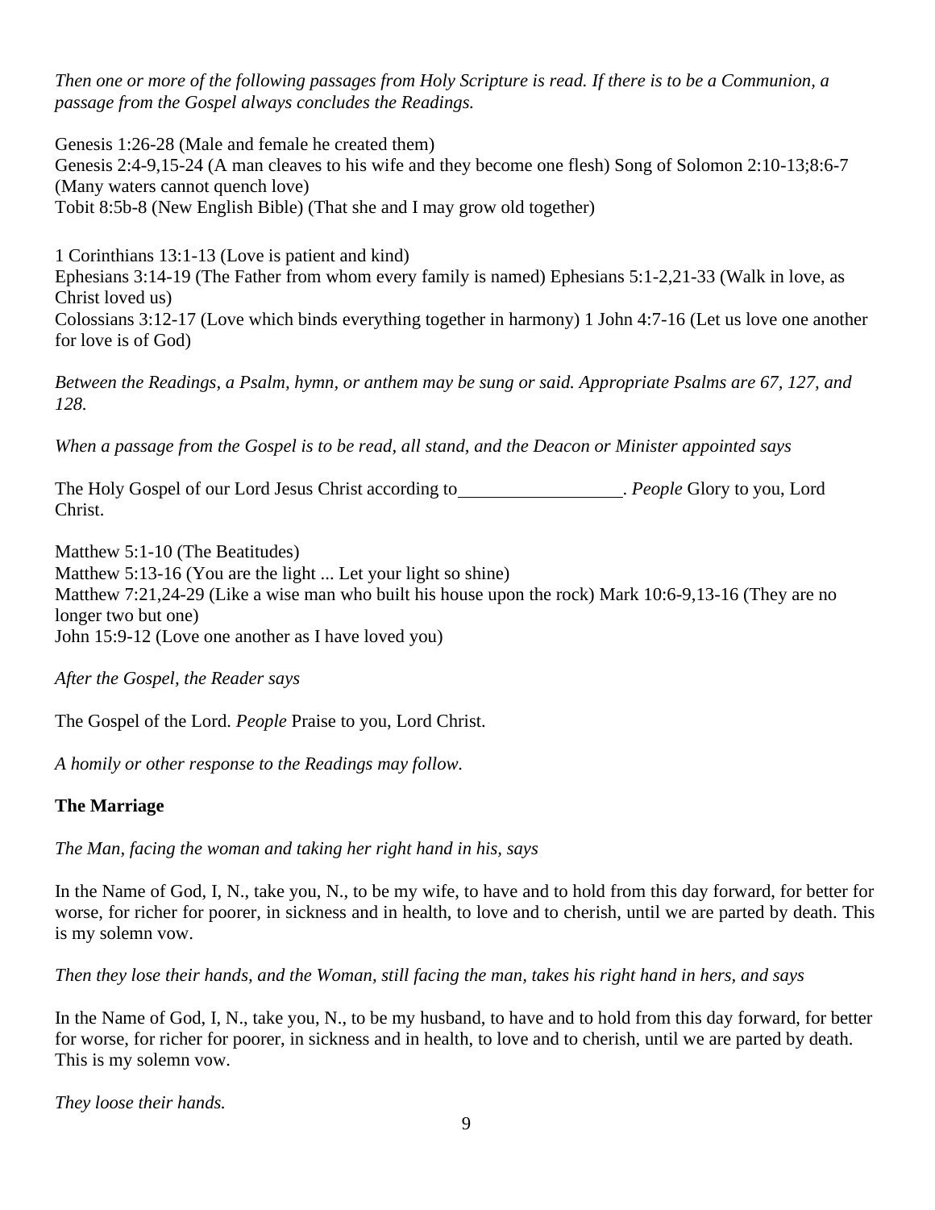*Then one or more of the following passages from Holy Scripture is read. If there is to be a Communion, a passage from the Gospel always concludes the Readings.*

Genesis 1:26-28 (Male and female he created them)
Genesis 2:4-9,15-24 (A man cleaves to his wife and they become one flesh) Song of Solomon 2:10-13;8:6-7 (Many waters cannot quench love)
Tobit 8:5b-8 (New English Bible) (That she and I may grow old together)

1 Corinthians 13:1-13 (Love is patient and kind)
Ephesians 3:14-19 (The Father from whom every family is named) Ephesians 5:1-2,21-33 (Walk in love, as Christ loved us)
Colossians 3:12-17 (Love which binds everything together in harmony) 1 John 4:7-16 (Let us love one another for love is of God)

*Between the Readings, a Psalm, hymn, or anthem may be sung or said. Appropriate Psalms are 67, 127, and 128.*

*When a passage from the Gospel is to be read, all stand, and the Deacon or Minister appointed says*

The Holy Gospel of our Lord Jesus Christ according to\_\_\_\_\_\_\_\_\_\_\_\_\_\_\_\_\_\_. *People* Glory to you, Lord Christ.

Matthew 5:1-10 (The Beatitudes)
Matthew 5:13-16 (You are the light ... Let your light so shine)
Matthew 7:21,24-29 (Like a wise man who built his house upon the rock) Mark 10:6-9,13-16 (They are no longer two but one)
John 15:9-12 (Love one another as I have loved you)

*After the Gospel, the Reader says*

The Gospel of the Lord. *People* Praise to you, Lord Christ.

*A homily or other response to the Readings may follow.*

**The Marriage**

*The Man, facing the woman and taking her right hand in his, says*

In the Name of God, I, N., take you, N., to be my wife, to have and to hold from this day forward, for better for worse, for richer for poorer, in sickness and in health, to love and to cherish, until we are parted by death. This is my solemn vow.

*Then they lose their hands, and the Woman, still facing the man, takes his right hand in hers, and says*

In the Name of God, I, N., take you, N., to be my husband, to have and to hold from this day forward, for better for worse, for richer for poorer, in sickness and in health, to love and to cherish, until we are parted by death. This is my solemn vow.

*They loose their hands.*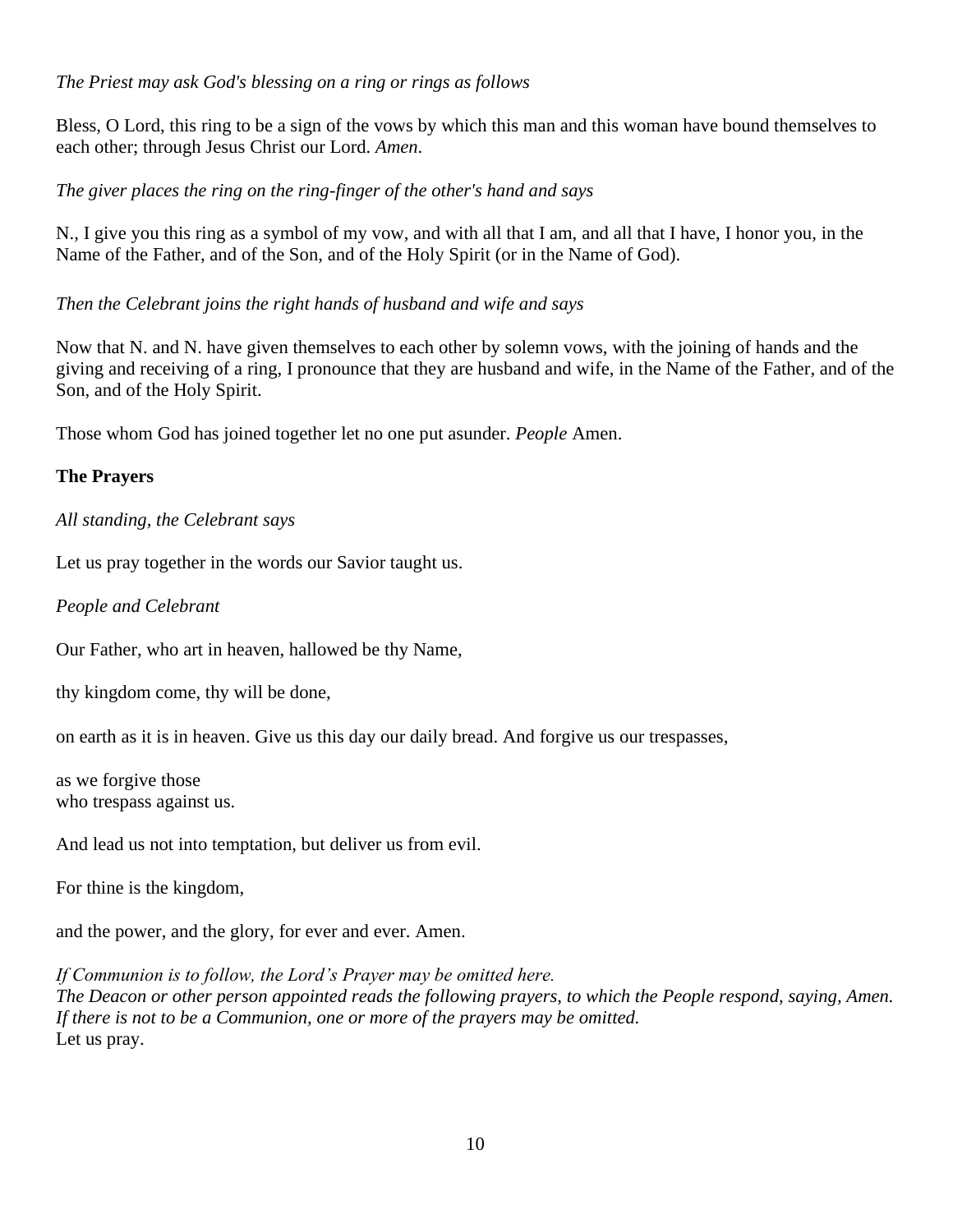*The Priest may ask God's blessing on a ring or rings as follows*

Bless, O Lord, this ring to be a sign of the vows by which this man and this woman have bound themselves to each other; through Jesus Christ our Lord. *Amen*.

*The giver places the ring on the ring-finger of the other's hand and says*

N., I give you this ring as a symbol of my vow, and with all that I am, and all that I have, I honor you, in the Name of the Father, and of the Son, and of the Holy Spirit (or in the Name of God).

*Then the Celebrant joins the right hands of husband and wife and says*

Now that N. and N. have given themselves to each other by solemn vows, with the joining of hands and the giving and receiving of a ring, I pronounce that they are husband and wife, in the Name of the Father, and of the Son, and of the Holy Spirit.

Those whom God has joined together let no one put asunder. *People* Amen.

**The Prayers**

*All standing, the Celebrant says*

Let us pray together in the words our Savior taught us.

*People and Celebrant*

Our Father, who art in heaven, hallowed be thy Name,

thy kingdom come, thy will be done,

on earth as it is in heaven. Give us this day our daily bread. And forgive us our trespasses,

as we forgive those
who trespass against us.

And lead us not into temptation, but deliver us from evil.

For thine is the kingdom,

and the power, and the glory, for ever and ever. Amen.

*If Communion is to follow, the Lord's Prayer may be omitted here.*
*The Deacon or other person appointed reads the following prayers, to which the People respond, saying, Amen.*
*If there is not to be a Communion, one or more of the prayers may be omitted.*
Let us pray.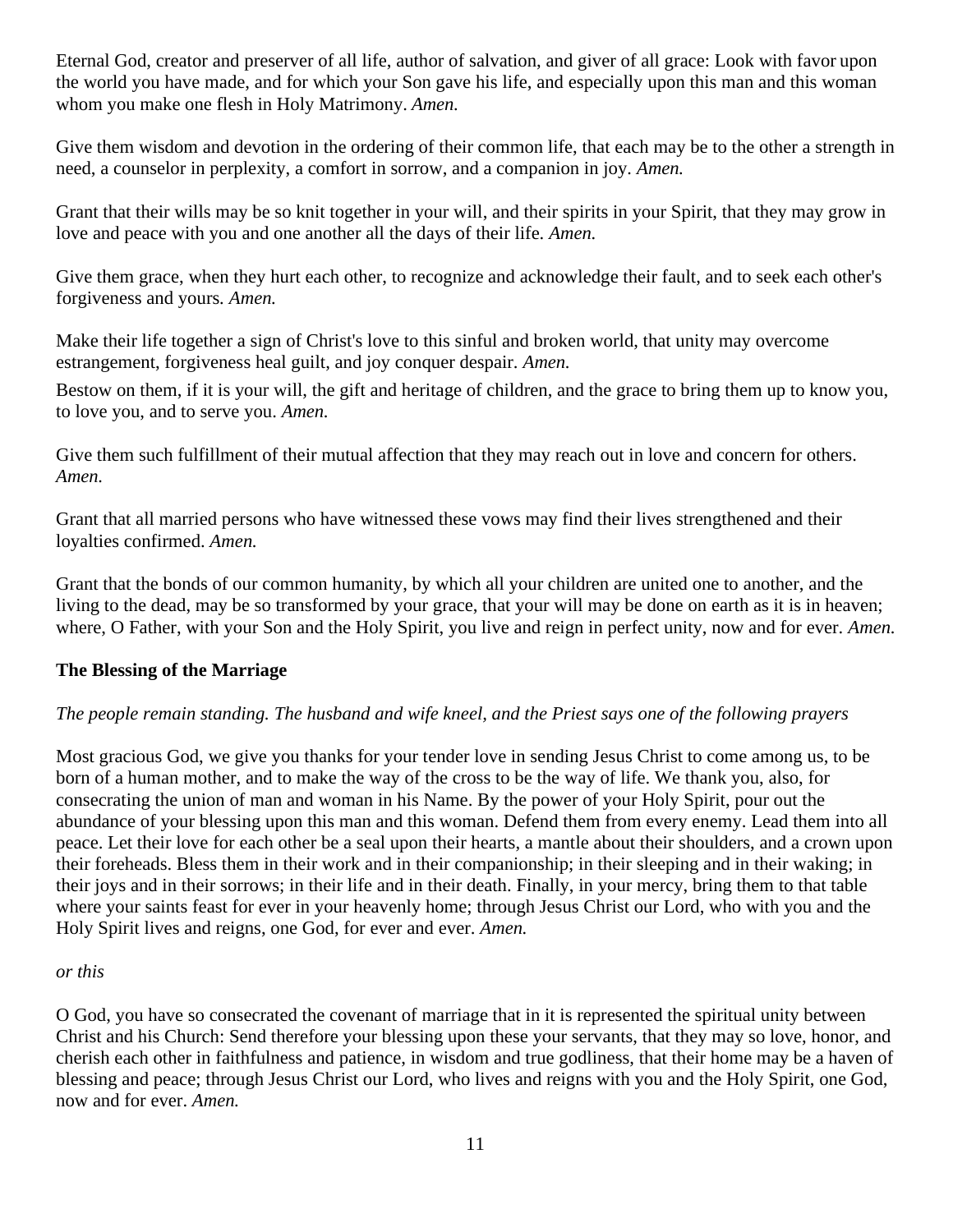Eternal God, creator and preserver of all life, author of salvation, and giver of all grace: Look with favor upon the world you have made, and for which your Son gave his life, and especially upon this man and this woman whom you make one flesh in Holy Matrimony. *Amen.*

Give them wisdom and devotion in the ordering of their common life, that each may be to the other a strength in need, a counselor in perplexity, a comfort in sorrow, and a companion in joy. *Amen.*

Grant that their wills may be so knit together in your will, and their spirits in your Spirit, that they may grow in love and peace with you and one another all the days of their life. *Amen.*

Give them grace, when they hurt each other, to recognize and acknowledge their fault, and to seek each other's forgiveness and yours. *Amen.*

Make their life together a sign of Christ's love to this sinful and broken world, that unity may overcome estrangement, forgiveness heal guilt, and joy conquer despair. *Amen.*

Bestow on them, if it is your will, the gift and heritage of children, and the grace to bring them up to know you, to love you, and to serve you. *Amen.*

Give them such fulfillment of their mutual affection that they may reach out in love and concern for others. *Amen.*

Grant that all married persons who have witnessed these vows may find their lives strengthened and their loyalties confirmed. *Amen.*

Grant that the bonds of our common humanity, by which all your children are united one to another, and the living to the dead, may be so transformed by your grace, that your will may be done on earth as it is in heaven; where, O Father, with your Son and the Holy Spirit, you live and reign in perfect unity, now and for ever. *Amen.*

**The Blessing of the Marriage**

*The people remain standing. The husband and wife kneel, and the Priest says one of the following prayers*

Most gracious God, we give you thanks for your tender love in sending Jesus Christ to come among us, to be born of a human mother, and to make the way of the cross to be the way of life. We thank you, also, for consecrating the union of man and woman in his Name. By the power of your Holy Spirit, pour out the abundance of your blessing upon this man and this woman. Defend them from every enemy. Lead them into all peace. Let their love for each other be a seal upon their hearts, a mantle about their shoulders, and a crown upon their foreheads. Bless them in their work and in their companionship; in their sleeping and in their waking; in their joys and in their sorrows; in their life and in their death. Finally, in your mercy, bring them to that table where your saints feast for ever in your heavenly home; through Jesus Christ our Lord, who with you and the Holy Spirit lives and reigns, one God, for ever and ever. *Amen.*

*or this*

O God, you have so consecrated the covenant of marriage that in it is represented the spiritual unity between Christ and his Church: Send therefore your blessing upon these your servants, that they may so love, honor, and cherish each other in faithfulness and patience, in wisdom and true godliness, that their home may be a haven of blessing and peace; through Jesus Christ our Lord, who lives and reigns with you and the Holy Spirit, one God, now and for ever. *Amen.*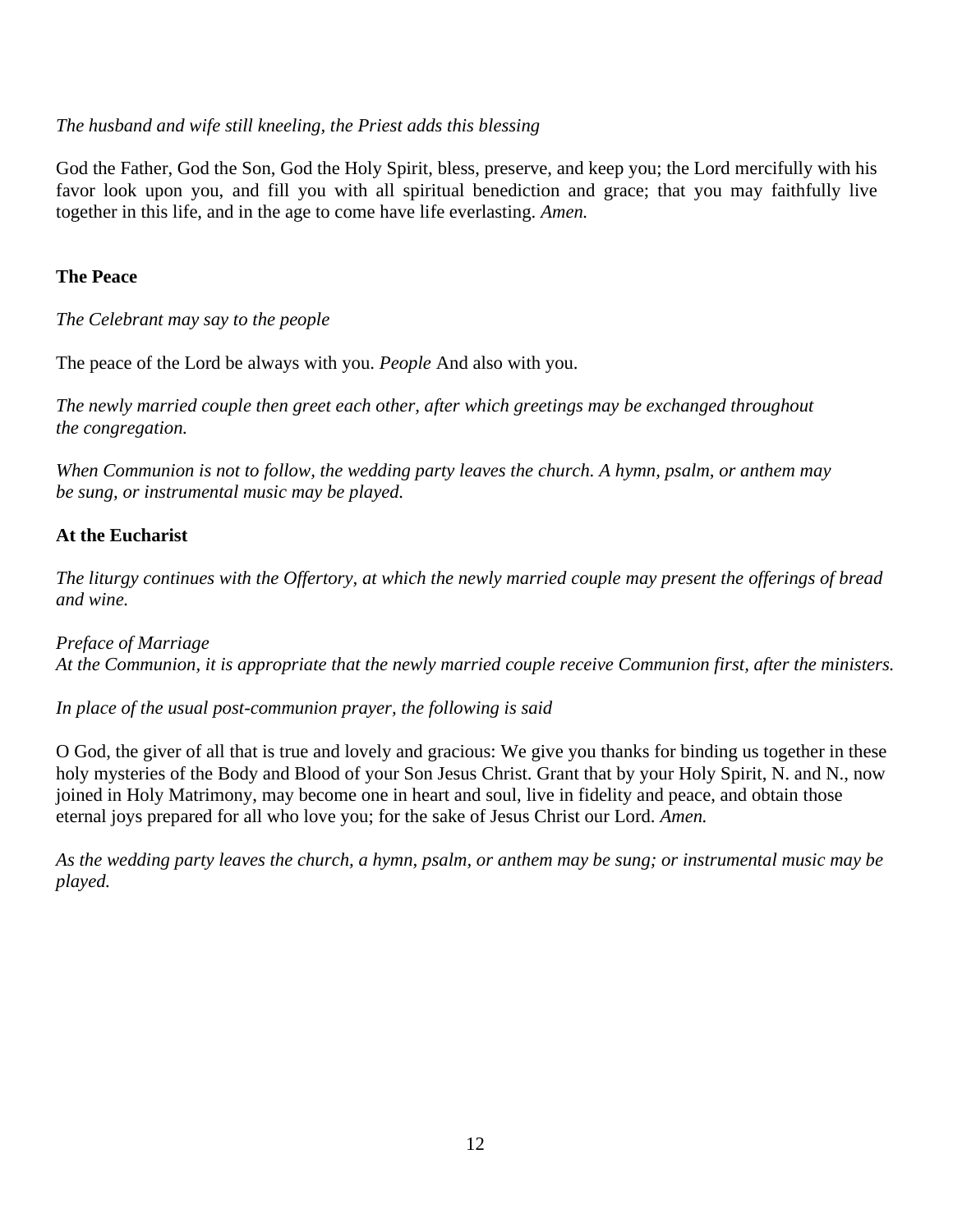*The husband and wife still kneeling, the Priest adds this blessing*

God the Father, God the Son, God the Holy Spirit, bless, preserve, and keep you; the Lord mercifully with his favor look upon you, and fill you with all spiritual benediction and grace; that you may faithfully live together in this life, and in the age to come have life everlasting. *Amen.*

**The Peace**

*The Celebrant may say to the people*

The peace of the Lord be always with you. *People* And also with you.

*The newly married couple then greet each other, after which greetings may be exchanged throughout the congregation.*

*When Communion is not to follow, the wedding party leaves the church. A hymn, psalm, or anthem may be sung, or instrumental music may be played.*

**At the Eucharist**

*The liturgy continues with the Offertory, at which the newly married couple may present the offerings of bread and wine.*

*Preface of Marriage*
*At the Communion, it is appropriate that the newly married couple receive Communion first, after the ministers.*

*In place of the usual post-communion prayer, the following is said*

O God, the giver of all that is true and lovely and gracious: We give you thanks for binding us together in these holy mysteries of the Body and Blood of your Son Jesus Christ. Grant that by your Holy Spirit, N. and N., now joined in Holy Matrimony, may become one in heart and soul, live in fidelity and peace, and obtain those eternal joys prepared for all who love you; for the sake of Jesus Christ our Lord. *Amen.*

*As the wedding party leaves the church, a hymn, psalm, or anthem may be sung; or instrumental music may be played.*